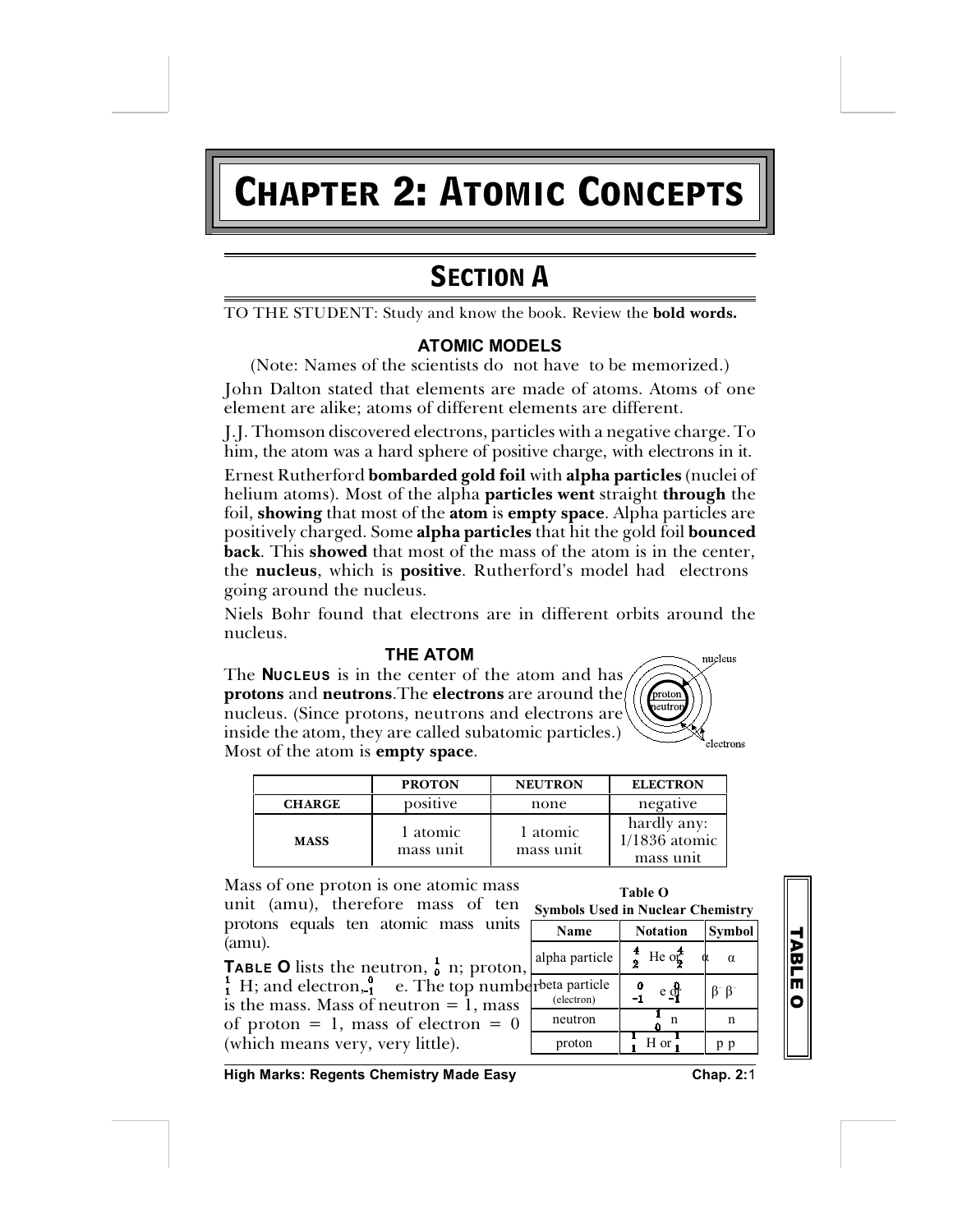# CHAPTER 2: ATOMIC CONCEPTS

## SECTION A

TO THE STUDENT: Study and know the book. Review the **bold words.**

### ATOMIC MODELS

(Note: Names of the scientists do not have to be memorized.)

John Dalton stated that elements are made of atoms. Atoms of one element are alike; atoms of different elements are different.

J.J. Thomson discovered electrons, particles with a negative charge. To him, the atom was a hard sphere of positive charge, with electrons in it.

Ernest Rutherford **bombarded gold foil** with **alpha particles** (nuclei of helium atoms). Most of the alpha **particles went** straight **through** the foil, **showing** that most of the **atom** is **empty space**. Alpha particles are positively charged. Some **alpha particles** that hit the gold foil **bounced back**. This **showed** that most of the mass of the atom is in the center, the **nucleus**, which is **positive**. Rutherford's model had electrons going around the nucleus.

Niels Bohr found that electrons are in different orbits around the nucleus.

### THE ATOM

The **NUCLEUS** is in the center of the atom and has **protons** and **neutrons**. The **electrons** are around the nucleus. (Since protons, neutrons and electrons are inside the atom, they are called subatomic particles.) Most of the atom is **empty space**.

| | PROTON | NEUTRON | ELECTRON |
|---|---|---|---|
| **CHARGE** | positive | none | negative |
| **MASS** | 1 atomic mass unit | 1 atomic mass unit | hardly any: 1/1836 atomic mass unit |

Mass of one proton is one atomic mass unit (amu), therefore mass of ten protons equals ten atomic mass units (amu).

**TABLE O** lists the neutron, ${}^{1}_{0}n$; proton, ${}^{1}_{1}H$; and electron, ${}^{0}_{-1}e$. The top number is the mass. Mass of neutron = 1, mass of proton = 1, mass of electron = 0 (which means very, very little).

**Table O**
**Symbols Used in Nuclear Chemistry**

| Name | Notation | Symbol |
|---|---|---|
| alpha particle | ${}^{4}_{2}He$ or ${}^{4}_{2}\alpha$ | $\alpha$ |
| beta particle (electron) | ${}^{0}_{-1}e$ or ${}^{0}_{-1}\beta$ | $\beta^-$ |
| neutron | ${}^{1}_{0}n$ | n |
| proton | ${}^{1}_{1}H$ or ${}^{1}_{1}p$ | p |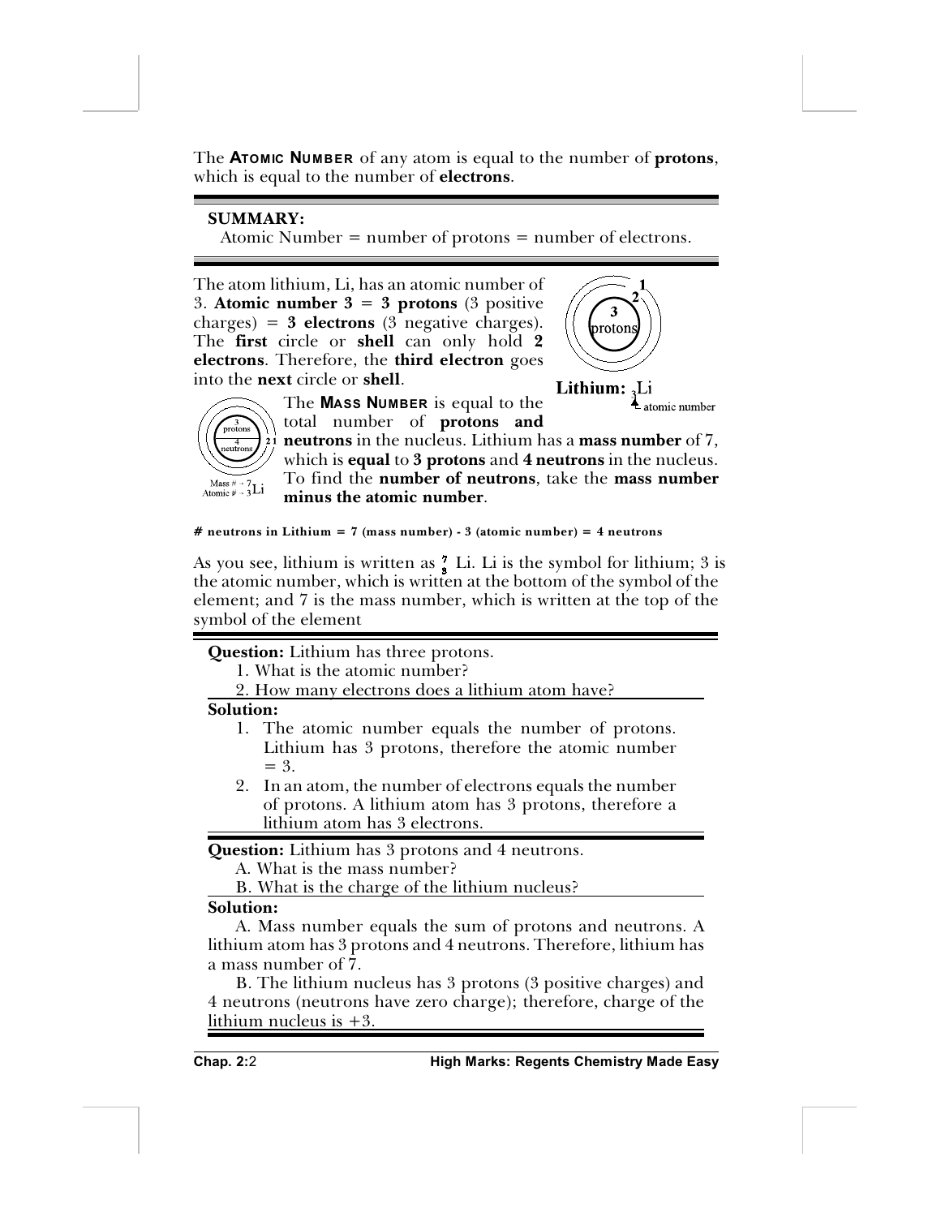The **ATOMIC NUMBER** of any atom is equal to the number of **protons**, which is equal to the number of **electrons**.

**SUMMARY:**
Atomic Number = number of protons = number of electrons.

The atom lithium, Li, has an atomic number of 3. **Atomic number 3 = 3 protons** (3 positive charges) = **3 electrons** (3 negative charges). The **first** circle or **shell** can only hold **2 electrons**. Therefore, the **third electron** goes into the **next** circle or **shell**.

**Lithium:** $_3$Li ← atomic number

The **MASS NUMBER** is equal to the total number of **protons and neutrons** in the nucleus. Lithium has a **mass number** of 7, which is **equal** to **3 protons** and **4 neutrons** in the nucleus. To find the **number of neutrons**, take the **mass number minus the atomic number**.

**# neutrons in Lithium = 7 (mass number) - 3 (atomic number) = 4 neutrons**

As you see, lithium is written as $^{7}_{3}$Li. Li is the symbol for lithium; 3 is the atomic number, which is written at the bottom of the symbol of the element; and 7 is the mass number, which is written at the top of the symbol of the element

**Question:** Lithium has three protons.
1. What is the atomic number?
2. How many electrons does a lithium atom have?

**Solution:**
1. The atomic number equals the number of protons. Lithium has 3 protons, therefore the atomic number = 3.
2. In an atom, the number of electrons equals the number of protons. A lithium atom has 3 protons, therefore a lithium atom has 3 electrons.

**Question:** Lithium has 3 protons and 4 neutrons.
A. What is the mass number?
B. What is the charge of the lithium nucleus?

**Solution:**
A. Mass number equals the sum of protons and neutrons. A lithium atom has 3 protons and 4 neutrons. Therefore, lithium has a mass number of 7.

B. The lithium nucleus has 3 protons (3 positive charges) and 4 neutrons (neutrons have zero charge); therefore, charge of the lithium nucleus is +3.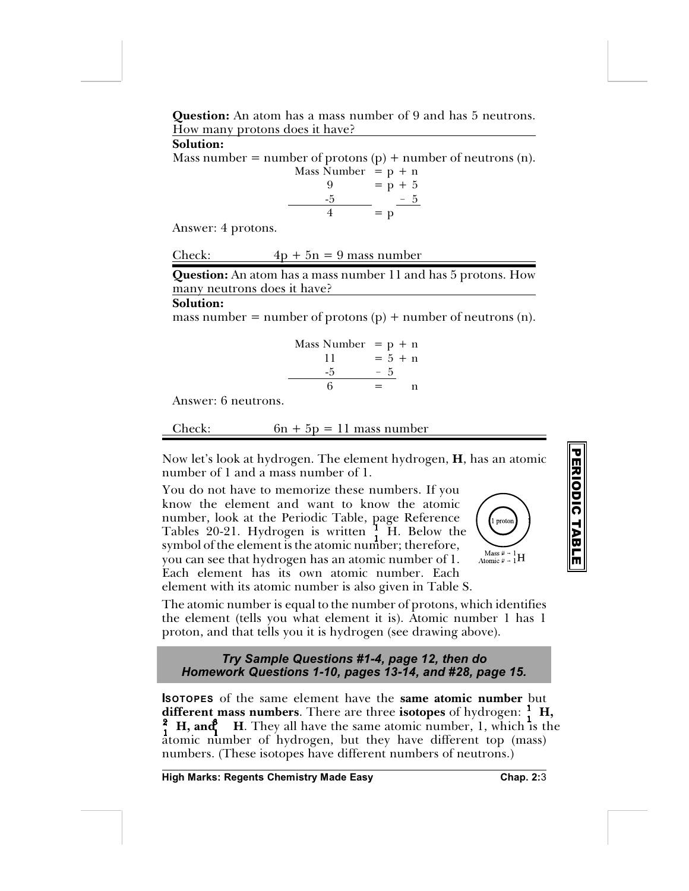**Question:** An atom has a mass number of 9 and has 5 neutrons. How many protons does it have?

**Solution:**

Mass number = number of protons (p) + number of neutrons (n).

$$
\begin{aligned}
\text{Mass Number} &= p + n \\
9 &= p + 5 \\
-5 &\quad\;\; -5 \\
\hline
4 &= p
\end{aligned}
$$

Answer: 4 protons.

Check: $4p + 5n = 9$ mass number

---

**Question:** An atom has a mass number 11 and has 5 protons. How many neutrons does it have?

**Solution:**

mass number = number of protons (p) + number of neutrons (n).

$$
\begin{aligned}
\text{Mass Number} &= p + n \\
11 &= 5 + n \\
-5 &\quad -5 \\
\hline
6 &= \quad n
\end{aligned}
$$

Answer: 6 neutrons.

Check: $6n + 5p = 11$ mass number

---

Now let's look at hydrogen. The element hydrogen, **H**, has an atomic number of 1 and a mass number of 1.

You do not have to memorize these numbers. If you know the element and want to know the atomic number, look at the Periodic Table, page Reference Tables 20-21. Hydrogen is written $^{1}_{1}$H. Below the symbol of the element is the atomic number; therefore, you can see that hydrogen has an atomic number of 1. Each element has its own atomic number. Each element with its atomic number is also given in Table S.

1 proton

Mass # = 1
Atomic # = 1 H

The atomic number is equal to the number of protons, which identifies the element (tells you what element it is). Atomic number 1 has 1 proton, and that tells you it is hydrogen (see drawing above).

***Try Sample Questions #1-4, page 12, then do Homework Questions 1-10, pages 13-14, and #28, page 15.***

**ISOTOPES** of the same element have the **same atomic number** but **different mass numbers**. There are three **isotopes** of hydrogen: $^{1}_{1}$**H**, $^{2}_{1}$**H**, **and** $^{3}_{1}$**H**. They all have the same atomic number, 1, which is the atomic number of hydrogen, but they have different top (mass) numbers. (These isotopes have different numbers of neutrons.)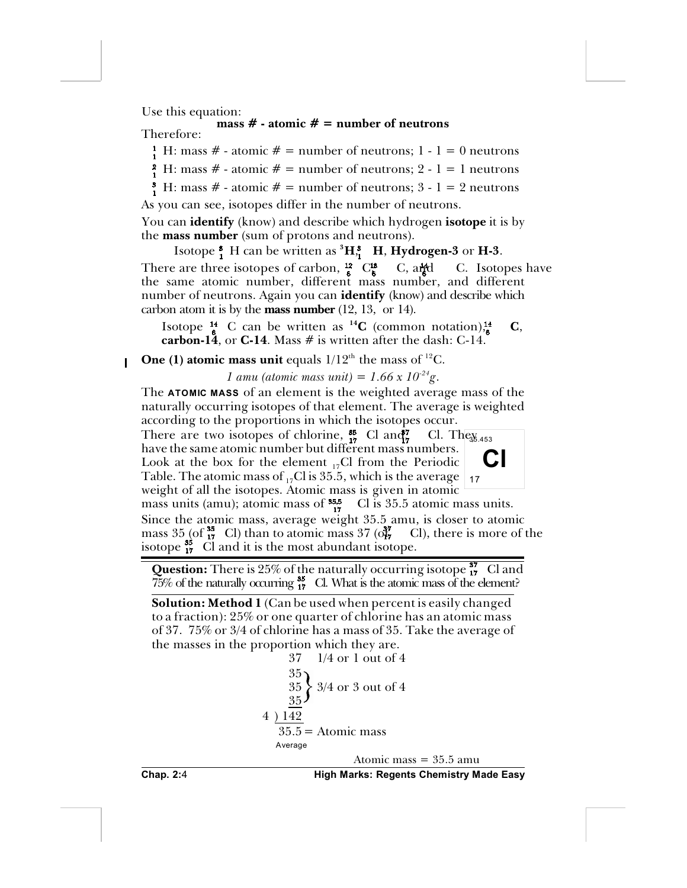Use this equation:

**mass # - atomic # = number of neutrons**

Therefore:

$^{1}_{1}$H: mass # - atomic # = number of neutrons; 1 - 1 = 0 neutrons

$^{2}_{1}$H: mass # - atomic # = number of neutrons; 2 - 1 = 1 neutrons

$^{3}_{1}$H: mass # - atomic # = number of neutrons; 3 - 1 = 2 neutrons

As you can see, isotopes differ in the number of neutrons.

You can **identify** (know) and describe which hydrogen **isotope** it is by the **mass number** (sum of protons and neutrons).

Isotope $^{3}_{1}$H can be written as $^{3}$**H**, $^{3}_{1}$**H**, **Hydrogen-3** or **H-3**.

There are three isotopes of carbon, $^{12}_{6}$C, $^{13}_{6}$C, and $^{14}_{6}$C. Isotopes have the same atomic number, different mass number, and different number of neutrons. Again you can **identify** (know) and describe which carbon atom it is by the **mass number** (12, 13, or 14).

Isotope $^{14}_{6}$C can be written as $^{14}$**C** (common notation), $^{14}_{6}$**C**, **carbon-14**, or **C-14**. Mass # is written after the dash: C-14.

**One (1) atomic mass unit** equals 1/12$^{th}$ the mass of $^{12}$C.

*1 amu (atomic mass unit) = 1.66 x $10^{-24}$g.*

The **ATOMIC MASS** of an element is the weighted average mass of the naturally occurring isotopes of that element. The average is weighted according to the proportions in which the isotopes occur.

| 35.453 |
|---|
| **Cl** |
| 17 |

There are two isotopes of chlorine, $^{35}_{17}$Cl and $^{37}_{17}$Cl. They have the same atomic number but different mass numbers. Look at the box for the element $_{17}$Cl from the Periodic Table. The atomic mass of $_{17}$Cl is 35.5, which is the average weight of all the isotopes. Atomic mass is given in atomic mass units (amu); atomic mass of $^{35.5}_{17}$Cl is 35.5 atomic mass units.

Since the atomic mass, average weight 35.5 amu, is closer to atomic mass 35 (of $^{35}_{17}$Cl) than to atomic mass 37 (of $^{37}_{17}$Cl), there is more of the isotope $^{35}_{17}$Cl and it is the most abundant isotope.

**Question:** There is 25% of the naturally occurring isotope $^{37}_{17}$Cl and 75% of the naturally occurring $^{35}_{17}$Cl. What is the atomic mass of the element?

**Solution: Method 1** (Can be used when percent is easily changed to a fraction): 25% or one quarter of chlorine has an atomic mass of 37. 75% or 3/4 of chlorine has a mass of 35. Take the average of the masses in the proportion which they are.

```
        37    1/4 or 1 out of 4
        35 )
        35  } 3/4 or 3 out of 4
        35 )
    4 ) 142
        35.5 = Atomic mass
      Average
```

Atomic mass = 35.5 amu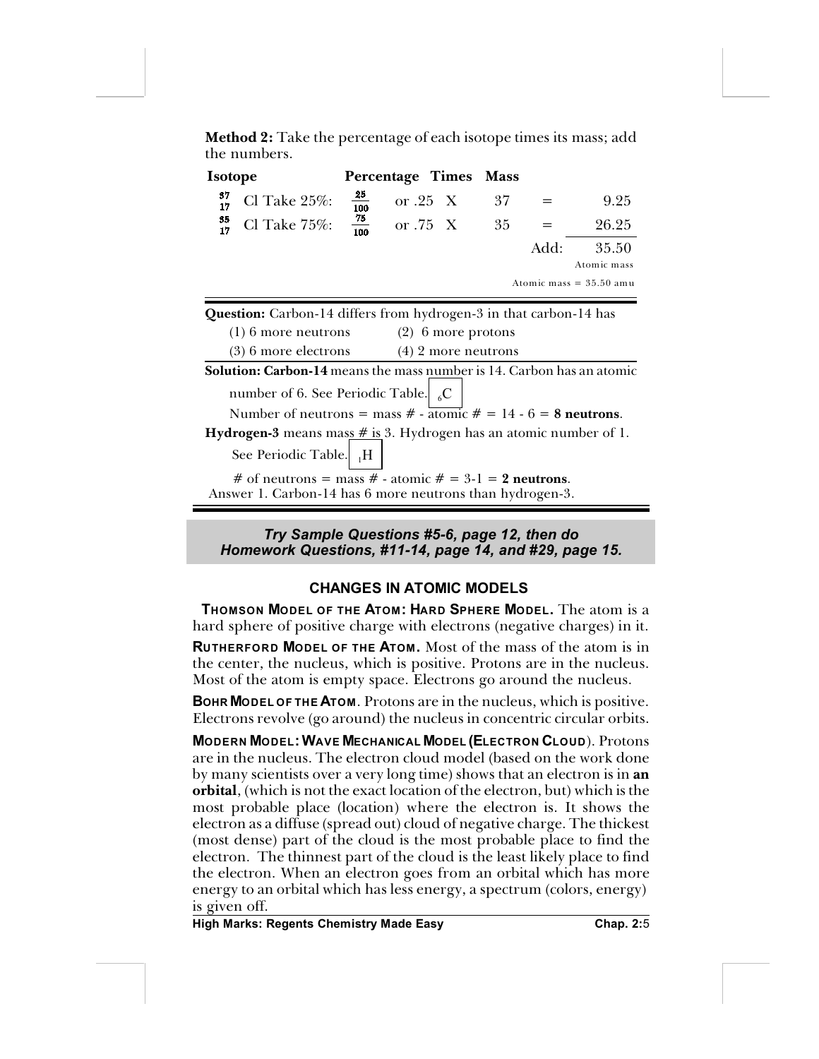**Method 2:** Take the percentage of each isotope times its mass; add the numbers.

| Isotope | Percentage | | Times | Mass | | |
|---|---|---|---|---|---|---|
| $^{37}_{17}$Cl Take 25%: | $\frac{25}{100}$ | or .25 | X | 37 | = | 9.25 |
| $^{35}_{17}$Cl Take 75%: | $\frac{75}{100}$ | or .75 | X | 35 | = | 26.25 |
| | | | | | Add: | 35.50 Atomic mass |

Atomic mass = 35.50 amu

---

**Question:** Carbon-14 differs from hydrogen-3 in that carbon-14 has

(1) 6 more neutrons (2) 6 more protons
(3) 6 more electrons (4) 2 more neutrons

**Solution: Carbon-14** means the mass number is 14. Carbon has an atomic number of 6. See Periodic Table. $_6$C

Number of neutrons = mass # - atomic # = 14 - 6 = **8 neutrons**.

**Hydrogen-3** means mass # is 3. Hydrogen has an atomic number of 1. See Periodic Table. $_1$H

# of neutrons = mass # - atomic # = 3-1 = **2 neutrons**.

Answer 1. Carbon-14 has 6 more neutrons than hydrogen-3.

---

***Try Sample Questions #5-6, page 12, then do Homework Questions, #11-14, page 14, and #29, page 15.***

## CHANGES IN ATOMIC MODELS

**THOMSON MODEL OF THE ATOM: HARD SPHERE MODEL.** The atom is a hard sphere of positive charge with electrons (negative charges) in it.

**RUTHERFORD MODEL OF THE ATOM.** Most of the mass of the atom is in the center, the nucleus, which is positive. Protons are in the nucleus. Most of the atom is empty space. Electrons go around the nucleus.

**BOHR MODEL OF THE ATOM**. Protons are in the nucleus, which is positive. Electrons revolve (go around) the nucleus in concentric circular orbits.

**MODERN MODEL: WAVE MECHANICAL MODEL (ELECTRON CLOUD**). Protons are in the nucleus. The electron cloud model (based on the work done by many scientists over a very long time) shows that an electron is in **an orbital**, (which is not the exact location of the electron, but) which is the most probable place (location) where the electron is. It shows the electron as a diffuse (spread out) cloud of negative charge. The thickest (most dense) part of the cloud is the most probable place to find the electron. The thinnest part of the cloud is the least likely place to find the electron. When an electron goes from an orbital which has more energy to an orbital which has less energy, a spectrum (colors, energy) is given off.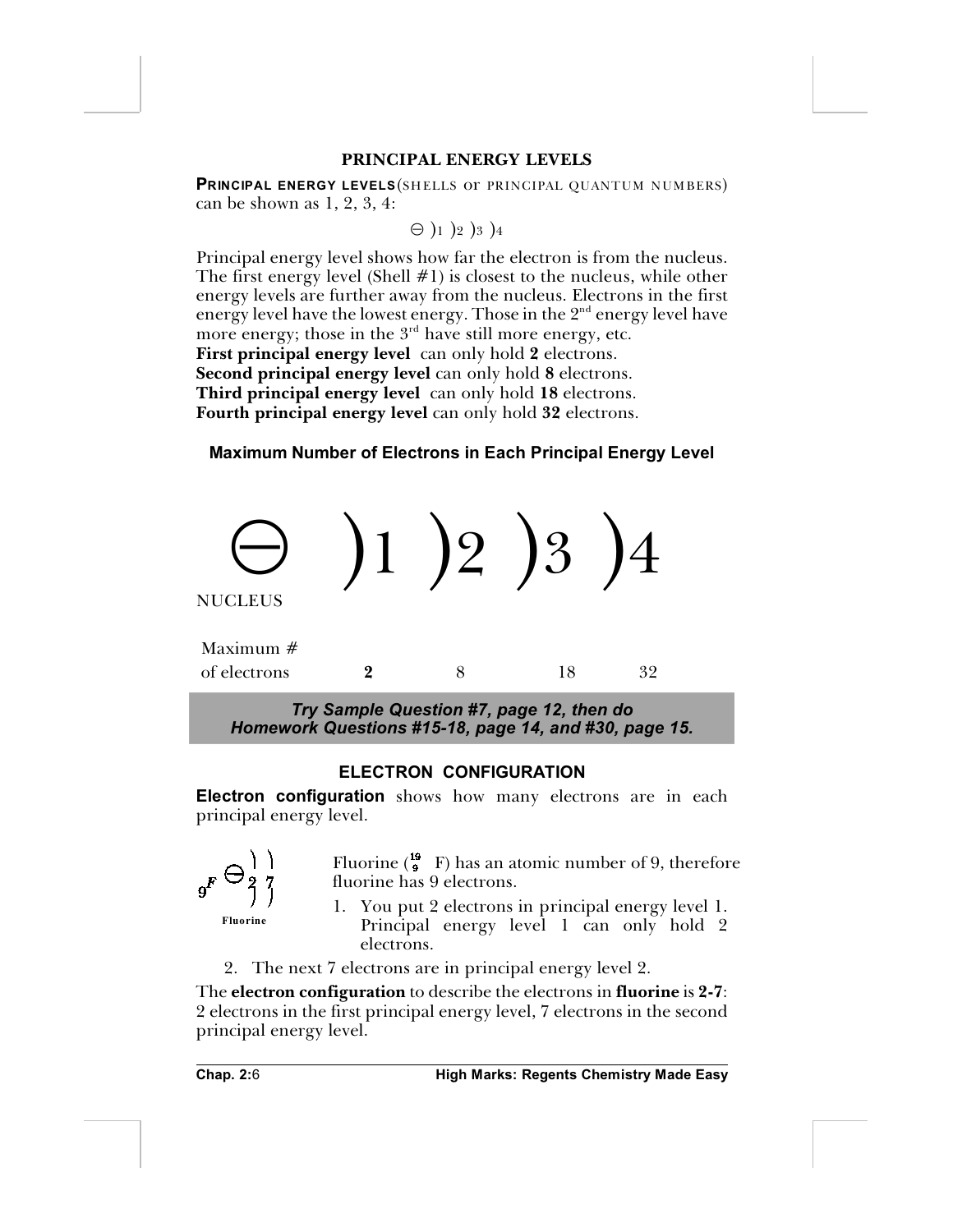## PRINCIPAL ENERGY LEVELS

**PRINCIPAL ENERGY LEVELS** (SHELLS or PRINCIPAL QUANTUM NUMBERS) can be shown as 1, 2, 3, 4:

⊖ )1 )2 )3 )4

Principal energy level shows how far the electron is from the nucleus. The first energy level (Shell #1) is closest to the nucleus, while other energy levels are further away from the nucleus. Electrons in the first energy level have the lowest energy. Those in the 2nd energy level have more energy; those in the 3rd have still more energy, etc.
**First principal energy level** can only hold **2** electrons.
**Second principal energy level** can only hold **8** electrons.
**Third principal energy level** can only hold **18** electrons.
**Fourth principal energy level** can only hold **32** electrons.

### Maximum Number of Electrons in Each Principal Energy Level

| ⊖ NUCLEUS | )1 | )2 | )3 | )4 |
|---|---|---|---|---|
| Maximum # of electrons | **2** | 8 | 18 | 32 |

***Try Sample Question #7, page 12, then do Homework Questions #15-18, page 14, and #30, page 15.***

## ELECTRON CONFIGURATION

**Electron configuration** shows how many electrons are in each principal energy level.

$_9F$ ⊖ )2 )7
Fluorine

Fluorine ($^{19}_{9}$F) has an atomic number of 9, therefore fluorine has 9 electrons.

1. You put 2 electrons in principal energy level 1. Principal energy level 1 can only hold 2 electrons.
2. The next 7 electrons are in principal energy level 2.

The **electron configuration** to describe the electrons in **fluorine** is **2-7**: 2 electrons in the first principal energy level, 7 electrons in the second principal energy level.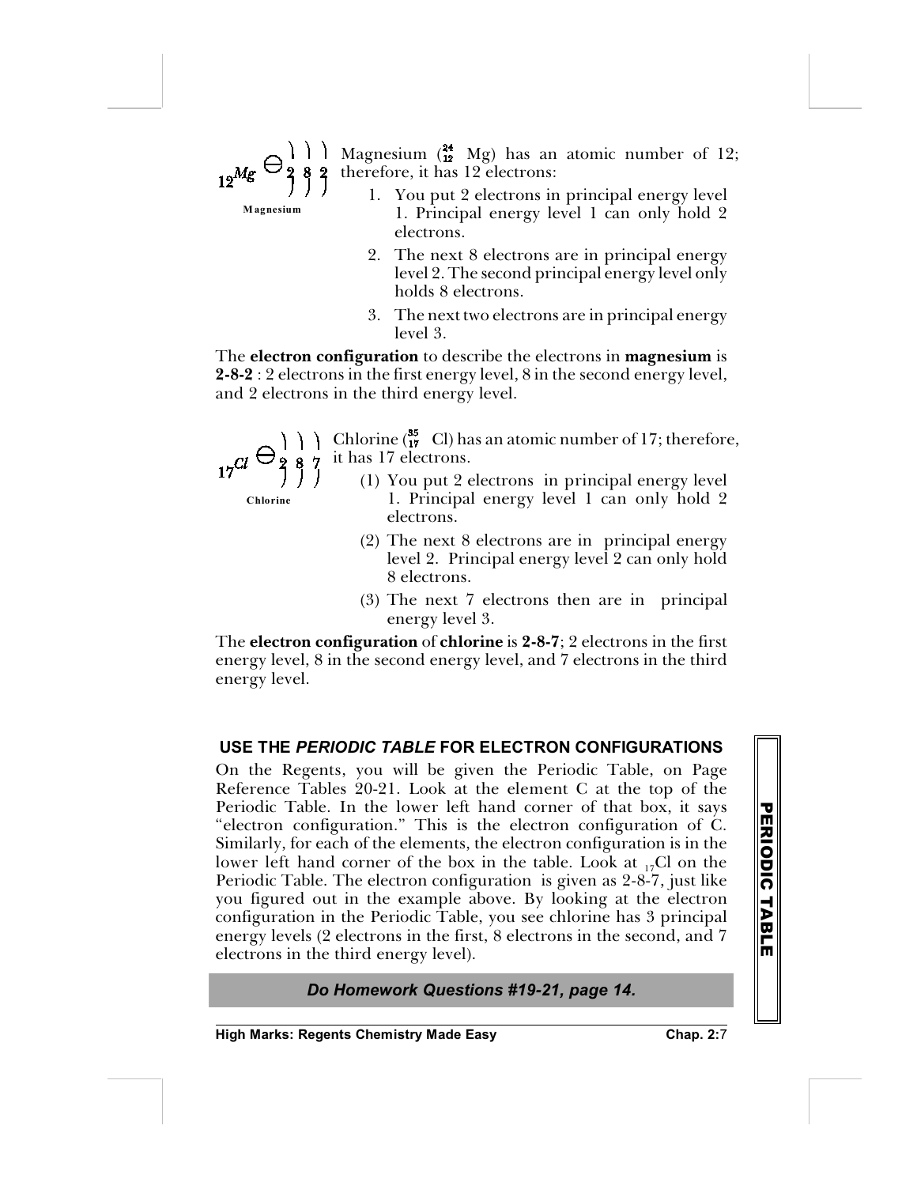$_{12}Mg$ 2 8 2

**Magnesium**

Magnesium ($^{24}_{12}$ Mg) has an atomic number of 12; therefore, it has 12 electrons:

1. You put 2 electrons in principal energy level 1. Principal energy level 1 can only hold 2 electrons.
2. The next 8 electrons are in principal energy level 2. The second principal energy level only holds 8 electrons.
3. The next two electrons are in principal energy level 3.

The **electron configuration** to describe the electrons in **magnesium** is **2-8-2** : 2 electrons in the first energy level, 8 in the second energy level, and 2 electrons in the third energy level.

$_{17}Cl$ 2 8 7

**Chlorine**

Chlorine ($^{35}_{17}$ Cl) has an atomic number of 17; therefore, it has 17 electrons.

(1) You put 2 electrons in principal energy level 1. Principal energy level 1 can only hold 2 electrons.

(2) The next 8 electrons are in principal energy level 2. Principal energy level 2 can only hold 8 electrons.

(3) The next 7 electrons then are in principal energy level 3.

The **electron configuration** of **chlorine** is **2-8-7**; 2 electrons in the first energy level, 8 in the second energy level, and 7 electrons in the third energy level.

## USE THE *PERIODIC TABLE* FOR ELECTRON CONFIGURATIONS

On the Regents, you will be given the Periodic Table, on Page Reference Tables 20-21. Look at the element C at the top of the Periodic Table. In the lower left hand corner of that box, it says "electron configuration." This is the electron configuration of C. Similarly, for each of the elements, the electron configuration is in the lower left hand corner of the box in the table. Look at $_{17}$Cl on the Periodic Table. The electron configuration is given as 2-8-7, just like you figured out in the example above. By looking at the electron configuration in the Periodic Table, you see chlorine has 3 principal energy levels (2 electrons in the first, 8 electrons in the second, and 7 electrons in the third energy level).

***Do Homework Questions #19-21, page 14.***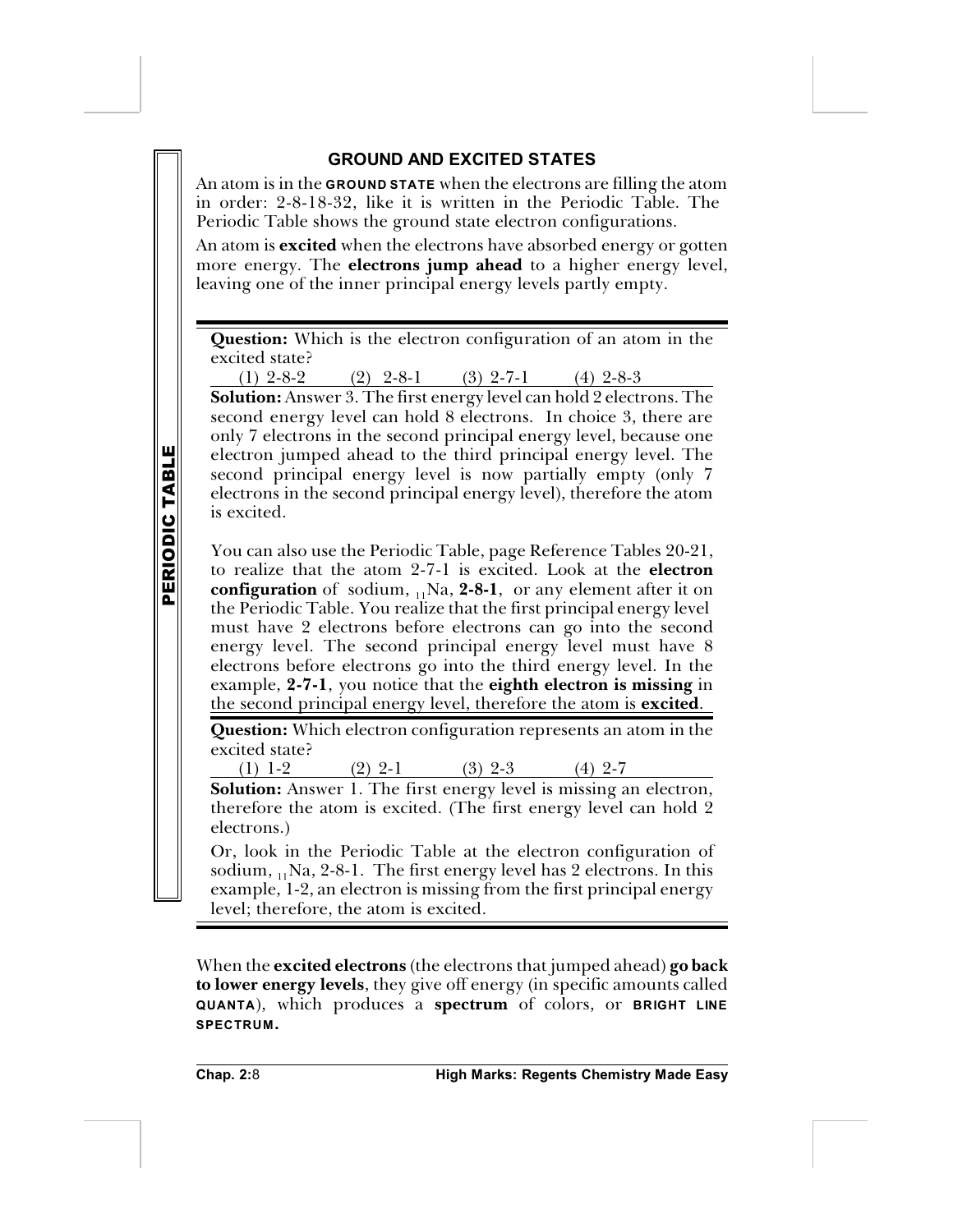## GROUND AND EXCITED STATES

An atom is in the **GROUND STATE** when the electrons are filling the atom in order: 2-8-18-32, like it is written in the Periodic Table. The Periodic Table shows the ground state electron configurations.

An atom is **excited** when the electrons have absorbed energy or gotten more energy. The **electrons jump ahead** to a higher energy level, leaving one of the inner principal energy levels partly empty.

---

**Question:** Which is the electron configuration of an atom in the excited state?

(1) 2-8-2 (2) 2-8-1 (3) 2-7-1 (4) 2-8-3

**Solution:** Answer 3. The first energy level can hold 2 electrons. The second energy level can hold 8 electrons. In choice 3, there are only 7 electrons in the second principal energy level, because one electron jumped ahead to the third principal energy level. The second principal energy level is now partially empty (only 7 electrons in the second principal energy level), therefore the atom is excited.

You can also use the Periodic Table, page Reference Tables 20-21, to realize that the atom 2-7-1 is excited. Look at the **electron configuration** of sodium, $_{11}$Na, **2-8-1**, or any element after it on the Periodic Table. You realize that the first principal energy level must have 2 electrons before electrons can go into the second energy level. The second principal energy level must have 8 electrons before electrons go into the third energy level. In the example, **2-7-1**, you notice that the **eighth electron is missing** in the second principal energy level, therefore the atom is **excited**.

**Question:** Which electron configuration represents an atom in the excited state?

(1) 1-2 (2) 2-1 (3) 2-3 (4) 2-7

**Solution:** Answer 1. The first energy level is missing an electron, therefore the atom is excited. (The first energy level can hold 2 electrons.)

Or, look in the Periodic Table at the electron configuration of sodium, $_{11}$Na, 2-8-1. The first energy level has 2 electrons. In this example, 1-2, an electron is missing from the first principal energy level; therefore, the atom is excited.

---

When the **excited electrons** (the electrons that jumped ahead) **go back to lower energy levels**, they give off energy (in specific amounts called **QUANTA**), which produces a **spectrum** of colors, or **BRIGHT LINE SPECTRUM.**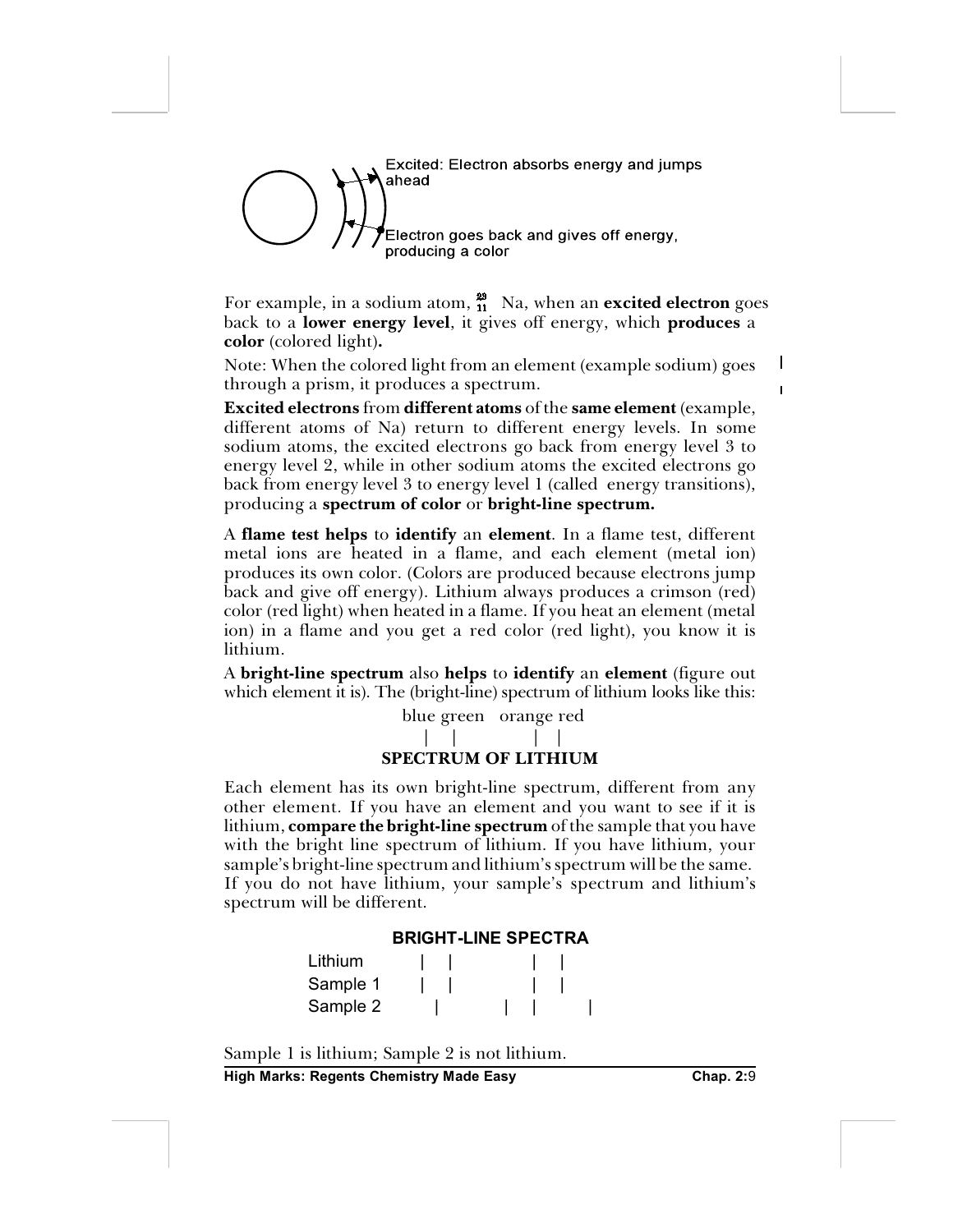Excited: Electron absorbs energy and jumps ahead

Electron goes back and gives off energy, producing a color

For example, in a sodium atom, $^{23}_{11}$ Na, when an **excited electron** goes back to a **lower energy level**, it gives off energy, which **produces** a **color** (colored light)**.**

Note: When the colored light from an element (example sodium) goes through a prism, it produces a spectrum.

**Excited electrons** from **different atoms** of the **same element** (example, different atoms of Na) return to different energy levels. In some sodium atoms, the excited electrons go back from energy level 3 to energy level 2, while in other sodium atoms the excited electrons go back from energy level 3 to energy level 1 (called energy transitions), producing a **spectrum of color** or **bright-line spectrum.**

A **flame test helps** to **identify** an **element**. In a flame test, different metal ions are heated in a flame, and each element (metal ion) produces its own color. (Colors are produced because electrons jump back and give off energy). Lithium always produces a crimson (red) color (red light) when heated in a flame. If you heat an element (metal ion) in a flame and you get a red color (red light), you know it is lithium.

A **bright-line spectrum** also **helps** to **identify** an **element** (figure out which element it is). The (bright-line) spectrum of lithium looks like this:

```
blue green   orange red
  |    |        |    |
```

**SPECTRUM OF LITHIUM**

Each element has its own bright-line spectrum, different from any other element. If you have an element and you want to see if it is lithium, **compare the bright-line spectrum** of the sample that you have with the bright line spectrum of lithium. If you have lithium, your sample's bright-line spectrum and lithium's spectrum will be the same. If you do not have lithium, your sample's spectrum and lithium's spectrum will be different.

**BRIGHT-LINE SPECTRA**

```
Lithium    |  |        |  |
Sample 1   |  |        |  |
Sample 2     |      |  |      |
```

Sample 1 is lithium; Sample 2 is not lithium.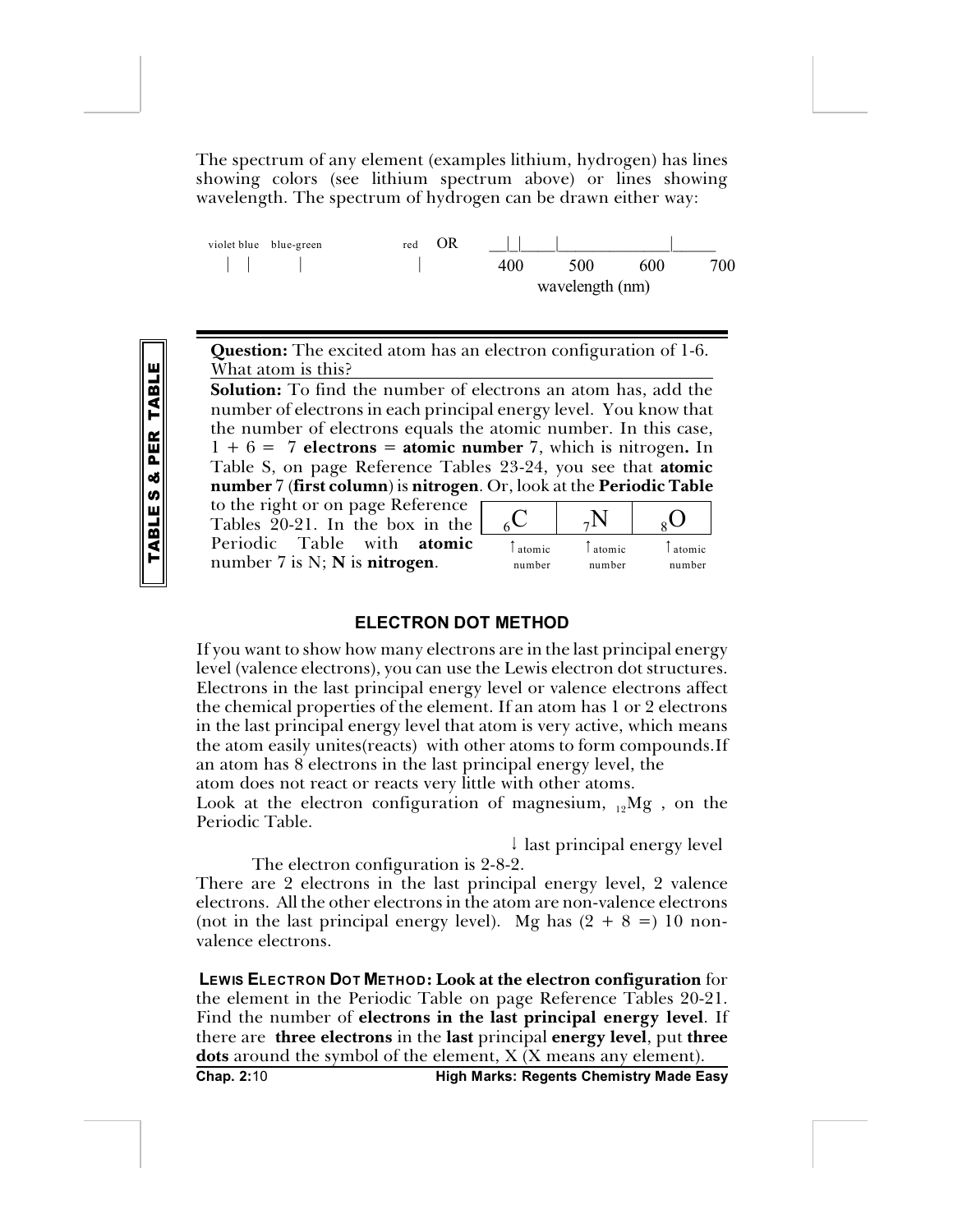The spectrum of any element (examples lithium, hydrogen) has lines showing colors (see lithium spectrum above) or lines showing wavelength. The spectrum of hydrogen can be drawn either way:

```
violet blue   blue-green              red    OR     __|_|____|______________|_____
  |   |          |                     |            400      500      600      700
                                                          wavelength (nm)
```

**Question:** The excited atom has an electron configuration of 1-6. What atom is this?

**Solution:** To find the number of electrons an atom has, add the number of electrons in each principal energy level. You know that the number of electrons equals the atomic number. In this case, 1 + 6 = 7 **electrons** = **atomic number** 7, which is nitrogen**.** In Table S, on page Reference Tables 23-24, you see that **atomic number** 7 (**first column**) is **nitrogen**. Or, look at the **Periodic Table** to the right or on page Reference Tables 20-21. In the box in the Periodic Table with **atomic** number 7 is N; **N** is **nitrogen**.

| $_6C$ | $_7N$ | $_8O$ |
|---|---|---|
| ↑atomic number | ↑atomic number | ↑atomic number |

## ELECTRON DOT METHOD

If you want to show how many electrons are in the last principal energy level (valence electrons), you can use the Lewis electron dot structures. Electrons in the last principal energy level or valence electrons affect the chemical properties of the element. If an atom has 1 or 2 electrons in the last principal energy level that atom is very active, which means the atom easily unites(reacts) with other atoms to form compounds.If an atom has 8 electrons in the last principal energy level, the atom does not react or reacts very little with other atoms.

Look at the electron configuration of magnesium, $_{12}Mg$ , on the Periodic Table.

↓ last principal energy level

The electron configuration is 2-8-2.

There are 2 electrons in the last principal energy level, 2 valence electrons. All the other electrons in the atom are non-valence electrons (not in the last principal energy level). Mg has (2 + 8 =) 10 non-valence electrons.

**LEWIS ELECTRON DOT METHOD: Look at the electron configuration** for the element in the Periodic Table on page Reference Tables 20-21. Find the number of **electrons in the last principal energy level**. If there are **three electrons** in the **last** principal **energy level**, put **three dots** around the symbol of the element, X (X means any element).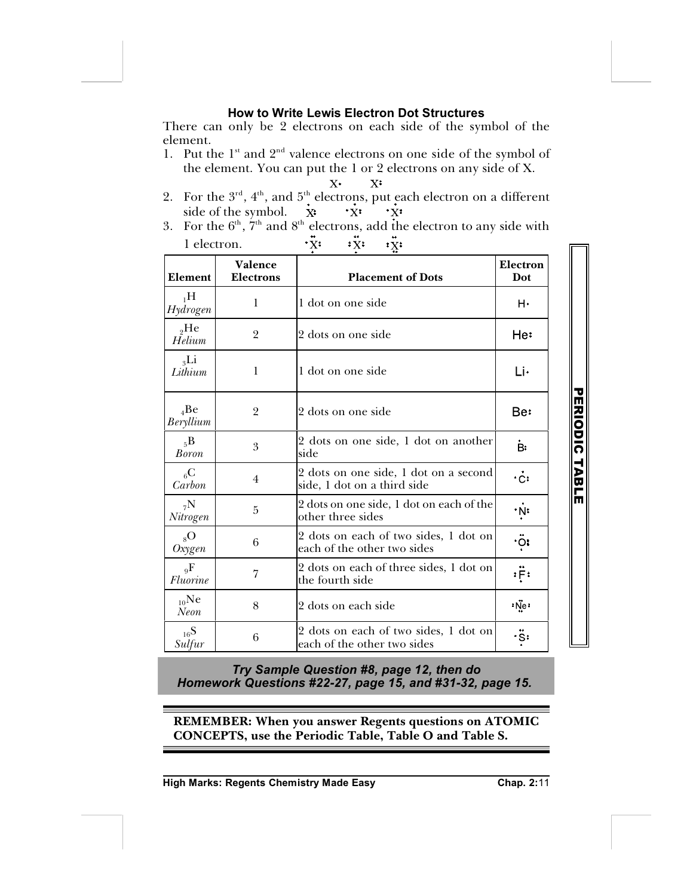## How to Write Lewis Electron Dot Structures

There can only be 2 electrons on each side of the symbol of the element.

1. Put the 1st and 2nd valence electrons on one side of the symbol of the element. You can put the 1 or 2 electrons on any side of X.

   X·     X:

2. For the 3rd, 4th, and 5th electrons, put each electron on a different side of the symbol.
3. For the 6th, 7th and 8th electrons, add the electron to any side with 1 electron.

| Element | Valence Electrons | Placement of Dots | Electron Dot |
|---|---|---|---|
| $_1H$ *Hydrogen* | 1 | 1 dot on one side | H· |
| $_2He$ *Helium* | 2 | 2 dots on one side | He: |
| $_3Li$ *Lithium* | 1 | 1 dot on one side | Li· |
| $_4Be$ *Beryllium* | 2 | 2 dots on one side | Be: |
| $_5B$ *Boron* | 3 | 2 dots on one side, 1 dot on another side | |
| $_6C$ *Carbon* | 4 | 2 dots on one side, 1 dot on a second side, 1 dot on a third side | |
| $_7N$ *Nitrogen* | 5 | 2 dots on one side, 1 dot on each of the other three sides | |
| $_8O$ *Oxygen* | 6 | 2 dots on each of two sides, 1 dot on each of the other two sides | |
| $_9F$ *Fluorine* | 7 | 2 dots on each of three sides, 1 dot on the fourth side | |
| $_{10}Ne$ *Neon* | 8 | 2 dots on each side | |
| $_{16}S$ *Sulfur* | 6 | 2 dots on each of two sides, 1 dot on each of the other two sides | |

***Try Sample Question #8, page 12, then do Homework Questions #22-27, page 15, and #31-32, page 15.***

**REMEMBER: When you answer Regents questions on ATOMIC CONCEPTS, use the Periodic Table, Table O and Table S.**

PERIODIC TABLE